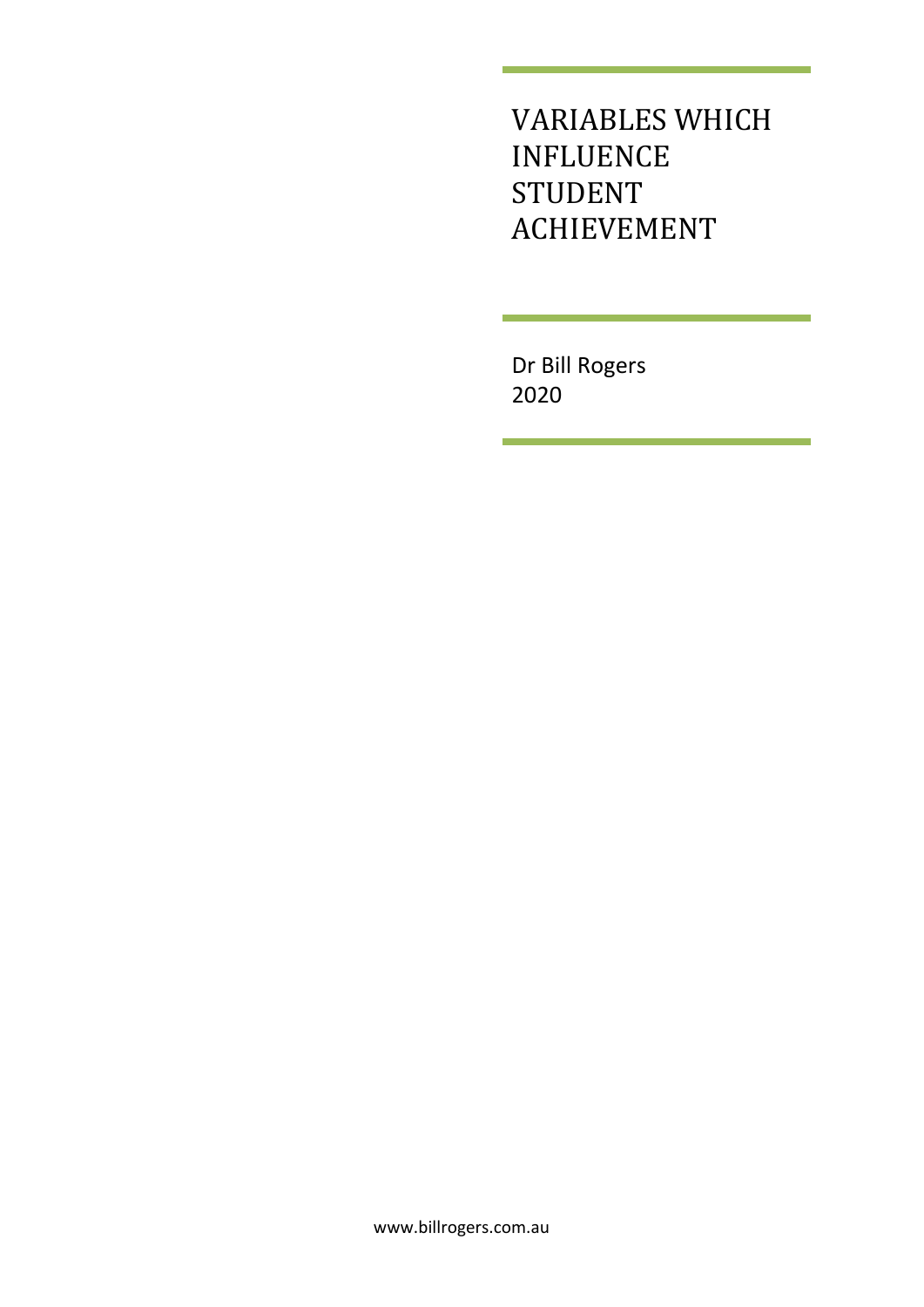# VARIABLES WHICH INFLUENCE STUDENT ACHIEVEMENT

Dr Bill Rogers
2020

www.billrogers.com.au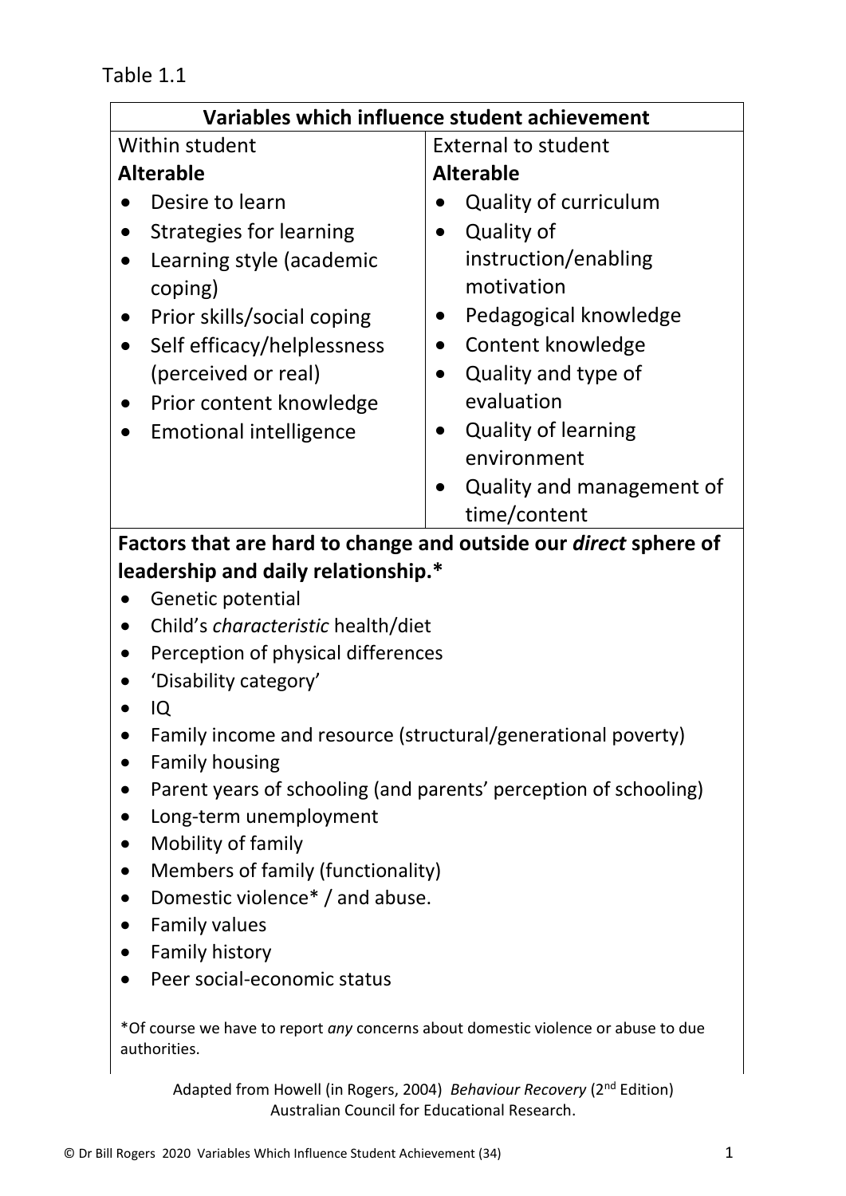Table 1.1

| Variables which influence student achievement | |
|---|---|
| Within student<br>**Alterable**<br>• Desire to learn<br>• Strategies for learning<br>• Learning style (academic coping)<br>• Prior skills/social coping<br>• Self efficacy/helplessness (perceived or real)<br>• Prior content knowledge<br>• Emotional intelligence | External to student<br>**Alterable**<br>• Quality of curriculum<br>• Quality of instruction/enabling motivation<br>• Pedagogical knowledge<br>• Content knowledge<br>• Quality and type of evaluation<br>• Quality of learning environment<br>• Quality and management of time/content |

**Factors that are hard to change and outside our *direct* sphere of leadership and daily relationship.***

- Genetic potential
- Child's *characteristic* health/diet
- Perception of physical differences
- 'Disability category'
- IQ
- Family income and resource (structural/generational poverty)
- Family housing
- Parent years of schooling (and parents' perception of schooling)
- Long-term unemployment
- Mobility of family
- Members of family (functionality)
- Domestic violence* / and abuse.
- Family values
- Family history
- Peer social-economic status

*Of course we have to report *any* concerns about domestic violence or abuse to due authorities.

Adapted from Howell (in Rogers, 2004) *Behaviour Recovery* (2nd Edition) Australian Council for Educational Research.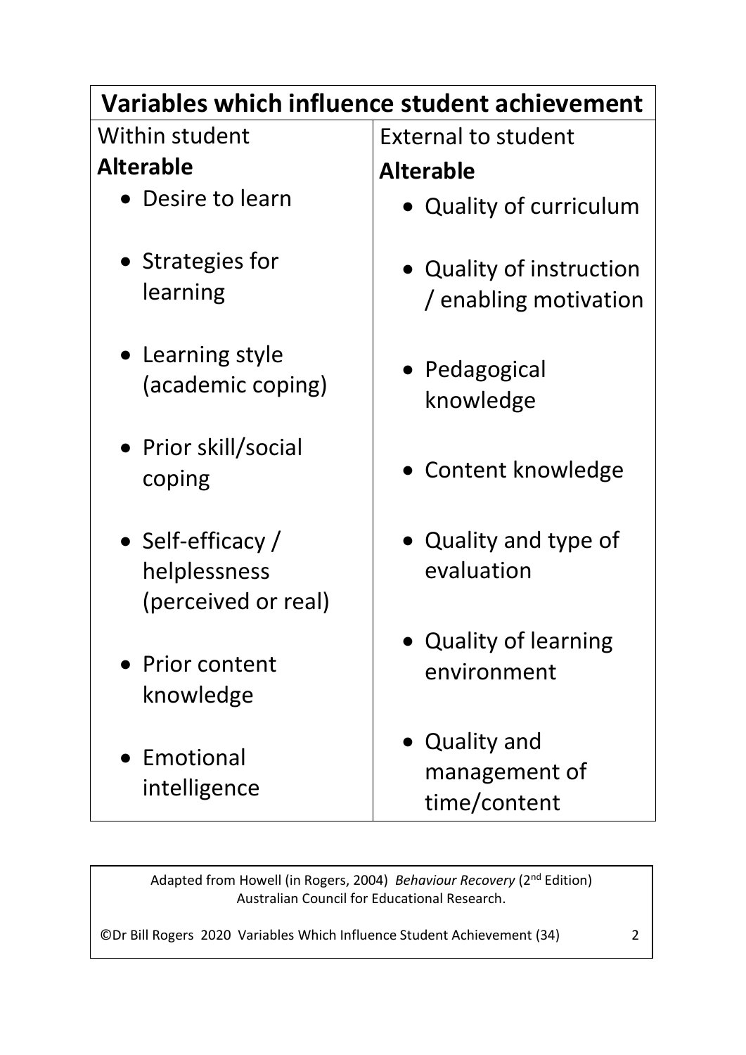| **Variables which influence student achievement** | |
|---|---|
| Within student | External to student |
| **Alterable** | **Alterable** |
| • Desire to learn | • Quality of curriculum |
| • Strategies for learning | • Quality of instruction / enabling motivation |
| • Learning style (academic coping) | • Pedagogical knowledge |
| • Prior skill/social coping | • Content knowledge |
| • Self-efficacy / helplessness (perceived or real) | • Quality and type of evaluation |
| • Prior content knowledge | • Quality of learning environment |
| • Emotional intelligence | • Quality and management of time/content |

Adapted from Howell (in Rogers, 2004) *Behaviour Recovery* (2nd Edition) Australian Council for Educational Research.

©Dr Bill Rogers 2020 Variables Which Influence Student Achievement (34)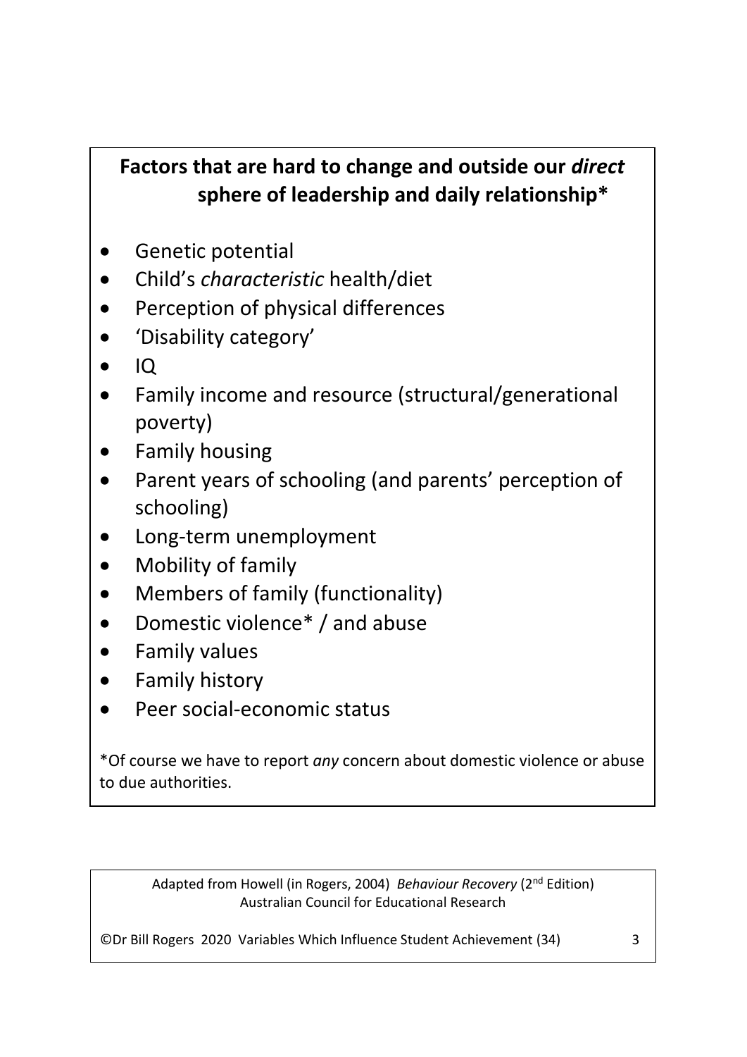## Factors that are hard to change and outside our *direct* sphere of leadership and daily relationship*

- Genetic potential
- Child's *characteristic* health/diet
- Perception of physical differences
- 'Disability category'
- IQ
- Family income and resource (structural/generational poverty)
- Family housing
- Parent years of schooling (and parents' perception of schooling)
- Long-term unemployment
- Mobility of family
- Members of family (functionality)
- Domestic violence* / and abuse
- Family values
- Family history
- Peer social-economic status

*Of course we have to report *any* concern about domestic violence or abuse to due authorities.

Adapted from Howell (in Rogers, 2004) *Behaviour Recovery* (2nd Edition) Australian Council for Educational Research

©Dr Bill Rogers 2020 Variables Which Influence Student Achievement (34)